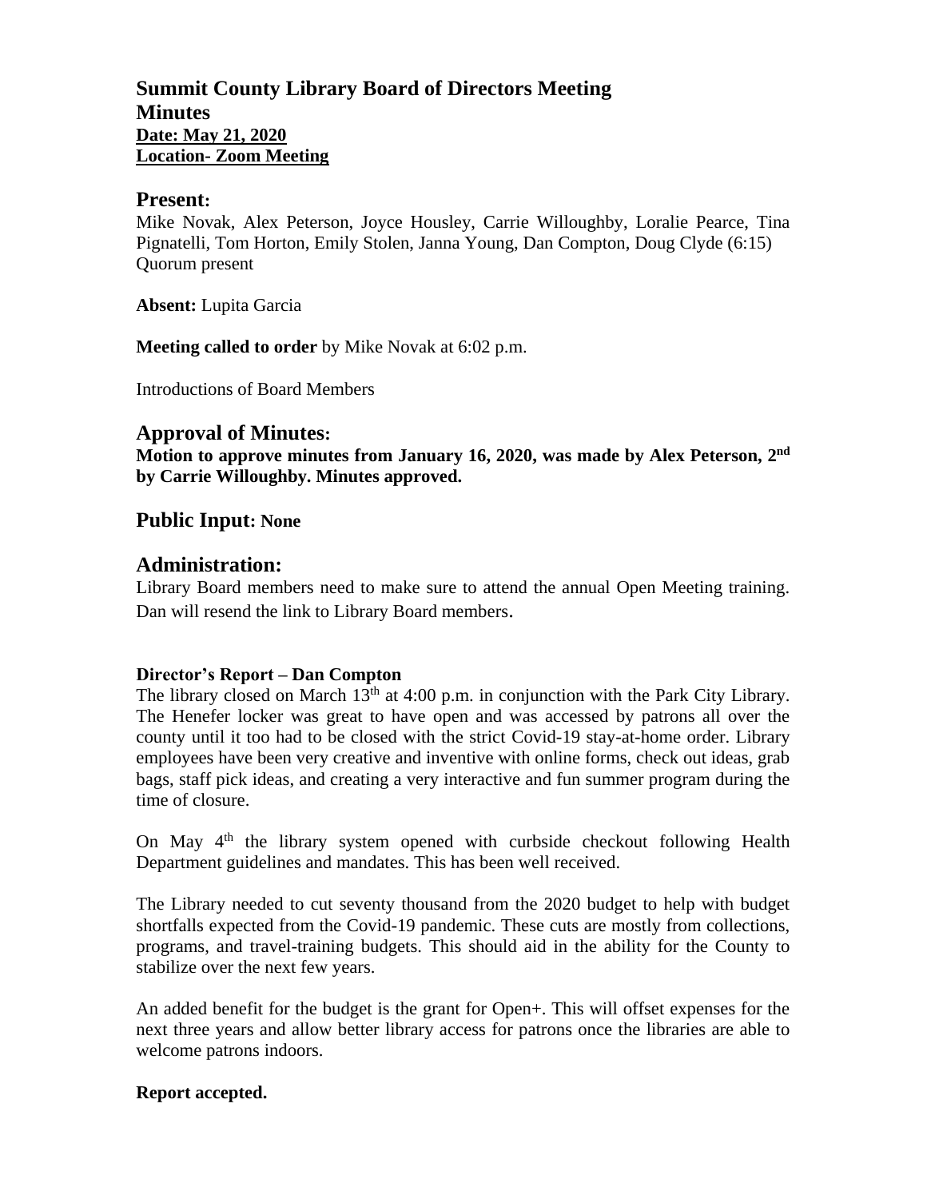# Summit County Library Board of Directors Meeting
# Minutes

**Date: May 21, 2020**
**Location- Zoom Meeting**

## Present:

Mike Novak, Alex Peterson, Joyce Housley, Carrie Willoughby, Loralie Pearce, Tina Pignatelli, Tom Horton, Emily Stolen, Janna Young, Dan Compton, Doug Clyde (6:15)
Quorum present

**Absent:** Lupita Garcia

**Meeting called to order** by Mike Novak at 6:02 p.m.

Introductions of Board Members

## Approval of Minutes:

**Motion to approve minutes from January 16, 2020, was made by Alex Peterson, 2nd by Carrie Willoughby. Minutes approved.**

## Public Input: None

## Administration:

Library Board members need to make sure to attend the annual Open Meeting training. Dan will resend the link to Library Board members.

**Director's Report – Dan Compton**

The library closed on March 13th at 4:00 p.m. in conjunction with the Park City Library. The Henefer locker was great to have open and was accessed by patrons all over the county until it too had to be closed with the strict Covid-19 stay-at-home order. Library employees have been very creative and inventive with online forms, check out ideas, grab bags, staff pick ideas, and creating a very interactive and fun summer program during the time of closure.

On May 4th the library system opened with curbside checkout following Health Department guidelines and mandates. This has been well received.

The Library needed to cut seventy thousand from the 2020 budget to help with budget shortfalls expected from the Covid-19 pandemic. These cuts are mostly from collections, programs, and travel-training budgets. This should aid in the ability for the County to stabilize over the next few years.

An added benefit for the budget is the grant for Open+. This will offset expenses for the next three years and allow better library access for patrons once the libraries are able to welcome patrons indoors.

**Report accepted.**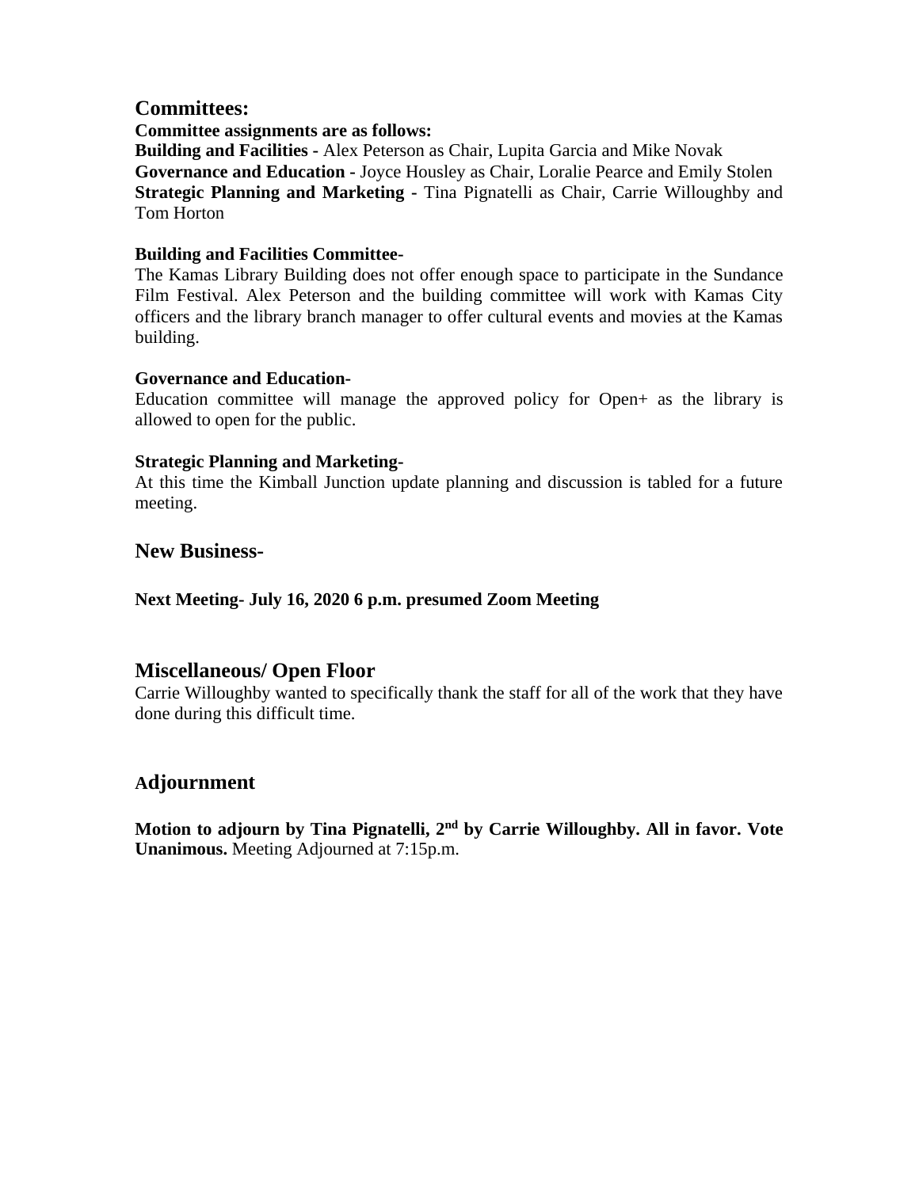## Committees:

**Committee assignments are as follows:**
**Building and Facilities -** Alex Peterson as Chair, Lupita Garcia and Mike Novak
**Governance and Education -** Joyce Housley as Chair, Loralie Pearce and Emily Stolen
**Strategic Planning and Marketing -** Tina Pignatelli as Chair, Carrie Willoughby and Tom Horton

**Building and Facilities Committee-**
The Kamas Library Building does not offer enough space to participate in the Sundance Film Festival. Alex Peterson and the building committee will work with Kamas City officers and the library branch manager to offer cultural events and movies at the Kamas building.

**Governance and Education-**
Education committee will manage the approved policy for Open+ as the library is allowed to open for the public.

**Strategic Planning and Marketing-**
At this time the Kimball Junction update planning and discussion is tabled for a future meeting.

## New Business-

**Next Meeting- July 16, 2020 6 p.m. presumed Zoom Meeting**

## Miscellaneous/ Open Floor

Carrie Willoughby wanted to specifically thank the staff for all of the work that they have done during this difficult time.

## Adjournment

**Motion to adjourn by Tina Pignatelli, 2nd by Carrie Willoughby. All in favor. Vote Unanimous.** Meeting Adjourned at 7:15p.m.